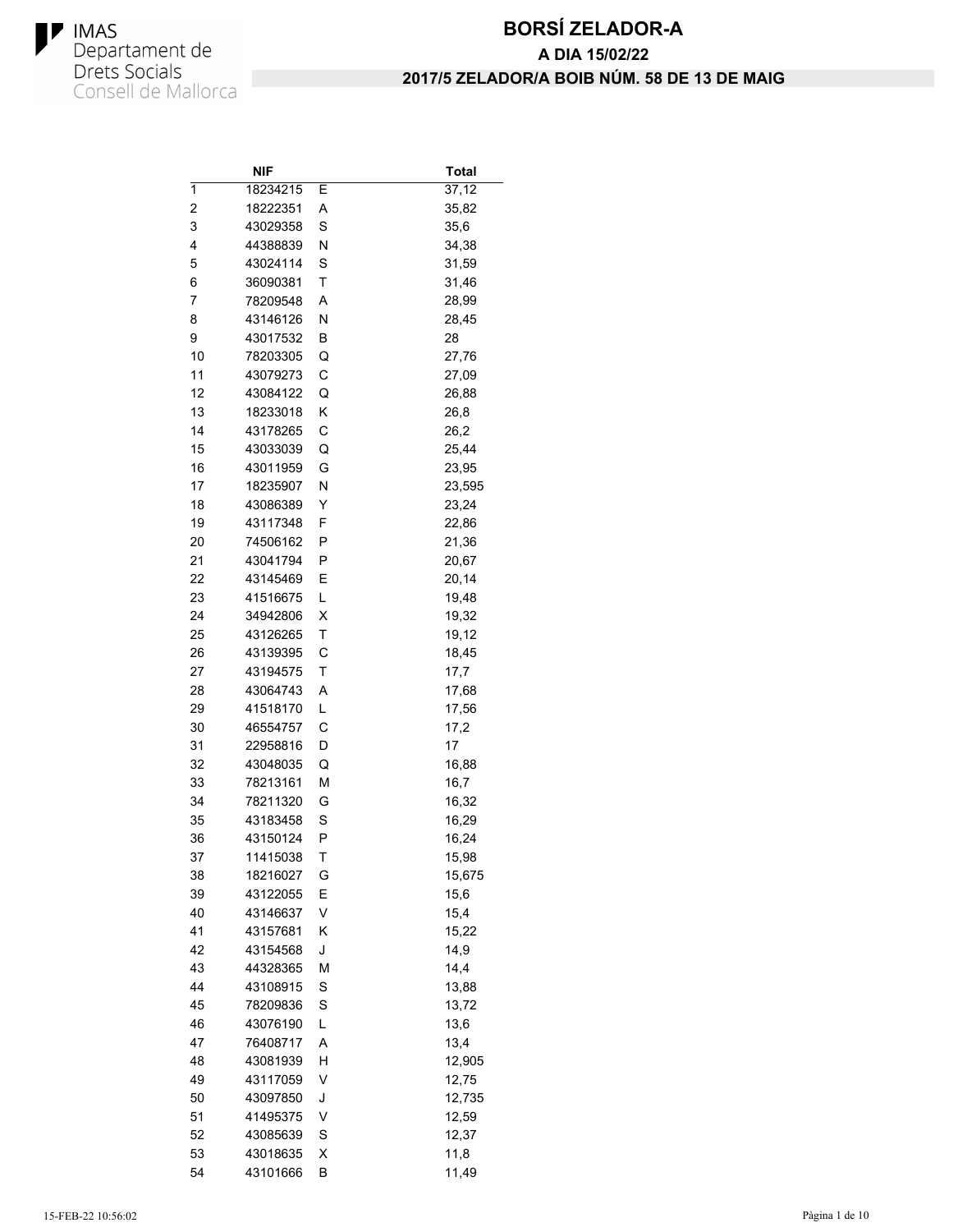IMAS
Departament de Drets Socials
Consell de Mallorca

# BORSÍ ZELADOR-A

## A DIA 15/02/22

## 2017/5 ZELADOR/A BOIB NÚM. 58 DE 13 DE MAIG

| | NIF | | Total |
|---|---|---|---|
| 1 | 18234215 | E | 37,12 |
| 2 | 18222351 | A | 35,82 |
| 3 | 43029358 | S | 35,6 |
| 4 | 44388839 | N | 34,38 |
| 5 | 43024114 | S | 31,59 |
| 6 | 36090381 | T | 31,46 |
| 7 | 78209548 | A | 28,99 |
| 8 | 43146126 | N | 28,45 |
| 9 | 43017532 | B | 28 |
| 10 | 78203305 | Q | 27,76 |
| 11 | 43079273 | C | 27,09 |
| 12 | 43084122 | Q | 26,88 |
| 13 | 18233018 | K | 26,8 |
| 14 | 43178265 | C | 26,2 |
| 15 | 43033039 | Q | 25,44 |
| 16 | 43011959 | G | 23,95 |
| 17 | 18235907 | N | 23,595 |
| 18 | 43086389 | Y | 23,24 |
| 19 | 43117348 | F | 22,86 |
| 20 | 74506162 | P | 21,36 |
| 21 | 43041794 | P | 20,67 |
| 22 | 43145469 | E | 20,14 |
| 23 | 41516675 | L | 19,48 |
| 24 | 34942806 | X | 19,32 |
| 25 | 43126265 | T | 19,12 |
| 26 | 43139395 | C | 18,45 |
| 27 | 43194575 | T | 17,7 |
| 28 | 43064743 | A | 17,68 |
| 29 | 41518170 | L | 17,56 |
| 30 | 46554757 | C | 17,2 |
| 31 | 22958816 | D | 17 |
| 32 | 43048035 | Q | 16,88 |
| 33 | 78213161 | M | 16,7 |
| 34 | 78211320 | G | 16,32 |
| 35 | 43183458 | S | 16,29 |
| 36 | 43150124 | P | 16,24 |
| 37 | 11415038 | T | 15,98 |
| 38 | 18216027 | G | 15,675 |
| 39 | 43122055 | E | 15,6 |
| 40 | 43146637 | V | 15,4 |
| 41 | 43157681 | K | 15,22 |
| 42 | 43154568 | J | 14,9 |
| 43 | 44328365 | M | 14,4 |
| 44 | 43108915 | S | 13,88 |
| 45 | 78209836 | S | 13,72 |
| 46 | 43076190 | L | 13,6 |
| 47 | 76408717 | A | 13,4 |
| 48 | 43081939 | H | 12,905 |
| 49 | 43117059 | V | 12,75 |
| 50 | 43097850 | J | 12,735 |
| 51 | 41495375 | V | 12,59 |
| 52 | 43085639 | S | 12,37 |
| 53 | 43018635 | X | 11,8 |
| 54 | 43101666 | B | 11,49 |

15-FEB-22 10:56:02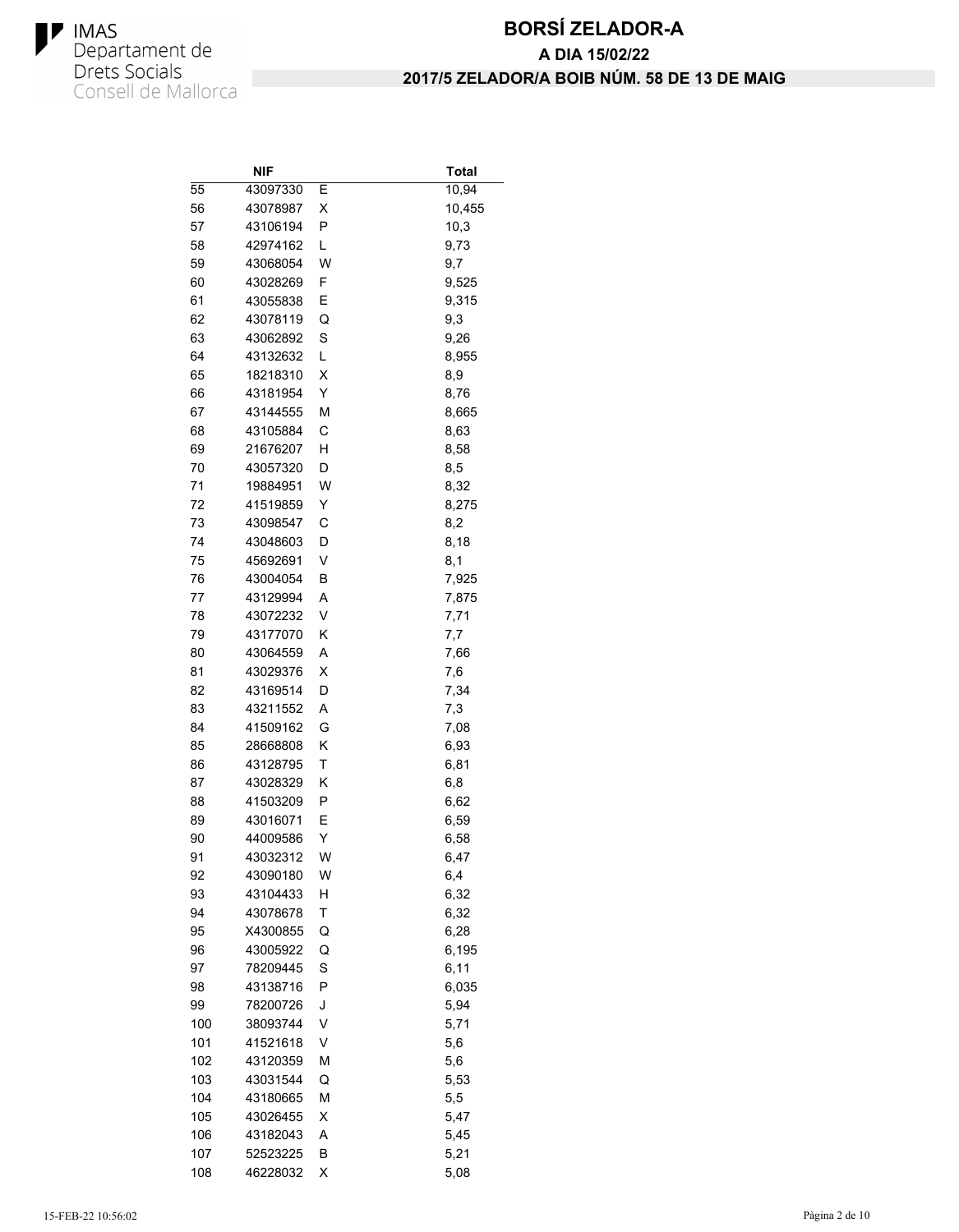# BORSÍ ZELADOR-A

**A DIA 15/02/22**

**2017/5 ZELADOR/A BOIB NÚM. 58 DE 13 DE MAIG**

| | NIF | | Total |
|---|---|---|---|
| 55 | 43097330 | E | 10,94 |
| 56 | 43078987 | X | 10,455 |
| 57 | 43106194 | P | 10,3 |
| 58 | 42974162 | L | 9,73 |
| 59 | 43068054 | W | 9,7 |
| 60 | 43028269 | F | 9,525 |
| 61 | 43055838 | E | 9,315 |
| 62 | 43078119 | Q | 9,3 |
| 63 | 43062892 | S | 9,26 |
| 64 | 43132632 | L | 8,955 |
| 65 | 18218310 | X | 8,9 |
| 66 | 43181954 | Y | 8,76 |
| 67 | 43144555 | M | 8,665 |
| 68 | 43105884 | C | 8,63 |
| 69 | 21676207 | H | 8,58 |
| 70 | 43057320 | D | 8,5 |
| 71 | 19884951 | W | 8,32 |
| 72 | 41519859 | Y | 8,275 |
| 73 | 43098547 | C | 8,2 |
| 74 | 43048603 | D | 8,18 |
| 75 | 45692691 | V | 8,1 |
| 76 | 43004054 | B | 7,925 |
| 77 | 43129994 | A | 7,875 |
| 78 | 43072232 | V | 7,71 |
| 79 | 43177070 | K | 7,7 |
| 80 | 43064559 | A | 7,66 |
| 81 | 43029376 | X | 7,6 |
| 82 | 43169514 | D | 7,34 |
| 83 | 43211552 | A | 7,3 |
| 84 | 41509162 | G | 7,08 |
| 85 | 28668808 | K | 6,93 |
| 86 | 43128795 | T | 6,81 |
| 87 | 43028329 | K | 6,8 |
| 88 | 41503209 | P | 6,62 |
| 89 | 43016071 | E | 6,59 |
| 90 | 44009586 | Y | 6,58 |
| 91 | 43032312 | W | 6,47 |
| 92 | 43090180 | W | 6,4 |
| 93 | 43104433 | H | 6,32 |
| 94 | 43078678 | T | 6,32 |
| 95 | X4300855 | Q | 6,28 |
| 96 | 43005922 | Q | 6,195 |
| 97 | 78209445 | S | 6,11 |
| 98 | 43138716 | P | 6,035 |
| 99 | 78200726 | J | 5,94 |
| 100 | 38093744 | V | 5,71 |
| 101 | 41521618 | V | 5,6 |
| 102 | 43120359 | M | 5,6 |
| 103 | 43031544 | Q | 5,53 |
| 104 | 43180665 | M | 5,5 |
| 105 | 43026455 | X | 5,47 |
| 106 | 43182043 | A | 5,45 |
| 107 | 52523225 | B | 5,21 |
| 108 | 46228032 | X | 5,08 |

15-FEB-22 10:56:02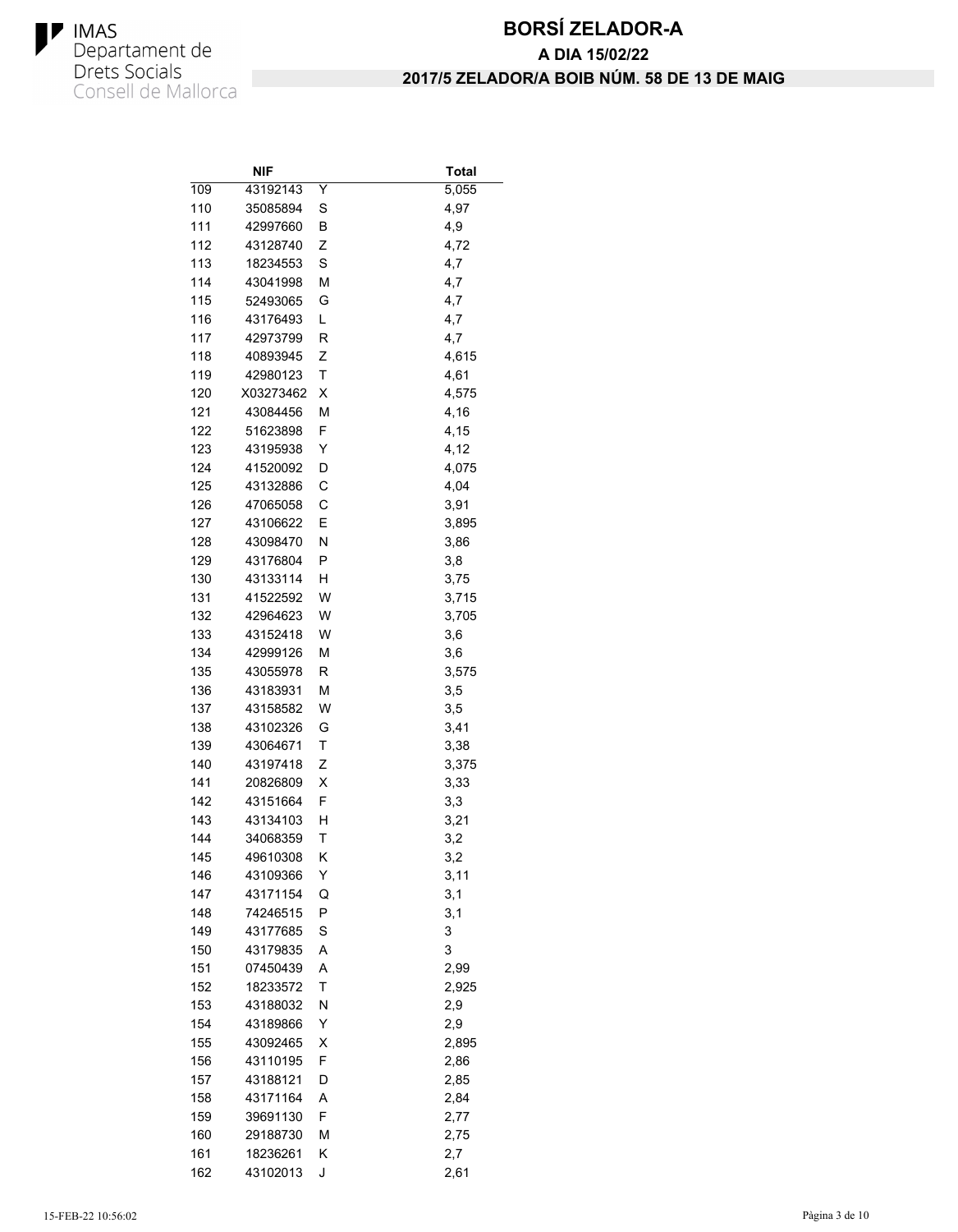**IMAS Departament de Drets Socials Consell de Mallorca**

# BORSÍ ZELADOR-A

## A DIA 15/02/22

## 2017/5 ZELADOR/A BOIB NÚM. 58 DE 13 DE MAIG

| | NIF | | Total |
|---|---|---|---|
| 109 | 43192143 | Y | 5,055 |
| 110 | 35085894 | S | 4,97 |
| 111 | 42997660 | B | 4,9 |
| 112 | 43128740 | Z | 4,72 |
| 113 | 18234553 | S | 4,7 |
| 114 | 43041998 | M | 4,7 |
| 115 | 52493065 | G | 4,7 |
| 116 | 43176493 | L | 4,7 |
| 117 | 42973799 | R | 4,7 |
| 118 | 40893945 | Z | 4,615 |
| 119 | 42980123 | T | 4,61 |
| 120 | X03273462 | X | 4,575 |
| 121 | 43084456 | M | 4,16 |
| 122 | 51623898 | F | 4,15 |
| 123 | 43195938 | Y | 4,12 |
| 124 | 41520092 | D | 4,075 |
| 125 | 43132886 | C | 4,04 |
| 126 | 47065058 | C | 3,91 |
| 127 | 43106622 | E | 3,895 |
| 128 | 43098470 | N | 3,86 |
| 129 | 43176804 | P | 3,8 |
| 130 | 43133114 | H | 3,75 |
| 131 | 41522592 | W | 3,715 |
| 132 | 42964623 | W | 3,705 |
| 133 | 43152418 | W | 3,6 |
| 134 | 42999126 | M | 3,6 |
| 135 | 43055978 | R | 3,575 |
| 136 | 43183931 | M | 3,5 |
| 137 | 43158582 | W | 3,5 |
| 138 | 43102326 | G | 3,41 |
| 139 | 43064671 | T | 3,38 |
| 140 | 43197418 | Z | 3,375 |
| 141 | 20826809 | X | 3,33 |
| 142 | 43151664 | F | 3,3 |
| 143 | 43134103 | H | 3,21 |
| 144 | 34068359 | T | 3,2 |
| 145 | 49610308 | K | 3,2 |
| 146 | 43109366 | Y | 3,11 |
| 147 | 43171154 | Q | 3,1 |
| 148 | 74246515 | P | 3,1 |
| 149 | 43177685 | S | 3 |
| 150 | 43179835 | A | 3 |
| 151 | 07450439 | A | 2,99 |
| 152 | 18233572 | T | 2,925 |
| 153 | 43188032 | N | 2,9 |
| 154 | 43189866 | Y | 2,9 |
| 155 | 43092465 | X | 2,895 |
| 156 | 43110195 | F | 2,86 |
| 157 | 43188121 | D | 2,85 |
| 158 | 43171164 | A | 2,84 |
| 159 | 39691130 | F | 2,77 |
| 160 | 29188730 | M | 2,75 |
| 161 | 18236261 | K | 2,7 |
| 162 | 43102013 | J | 2,61 |

15-FEB-22 10:56:02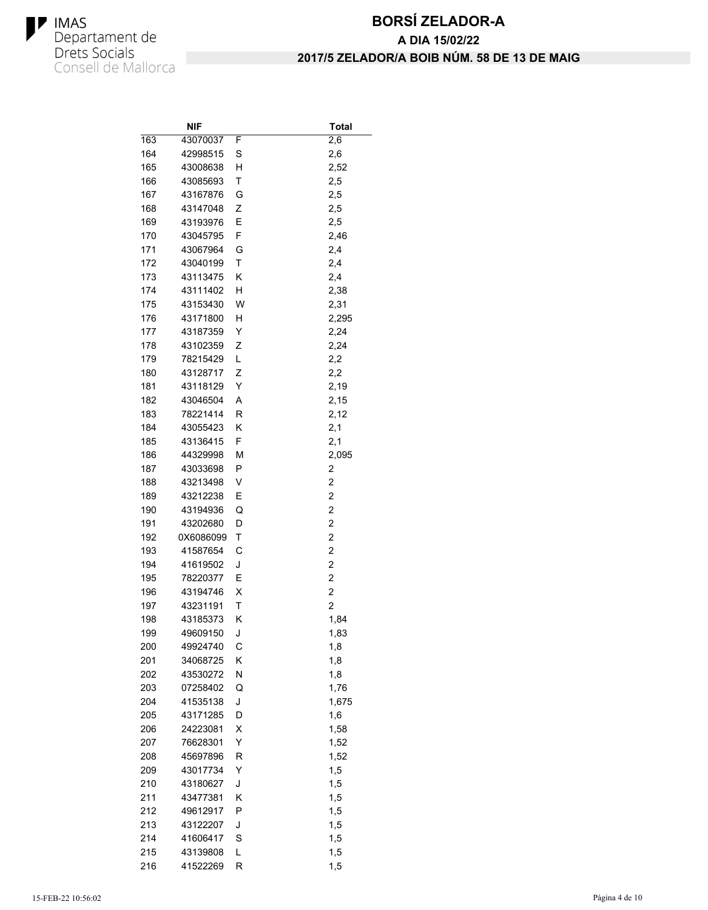# BORSÍ ZELADOR-A

## A DIA 15/02/22

## 2017/5 ZELADOR/A BOIB NÚM. 58 DE 13 DE MAIG

| | NIF | | Total |
|---|---|---|---|
| 163 | 43070037 | F | 2,6 |
| 164 | 42998515 | S | 2,6 |
| 165 | 43008638 | H | 2,52 |
| 166 | 43085693 | T | 2,5 |
| 167 | 43167876 | G | 2,5 |
| 168 | 43147048 | Z | 2,5 |
| 169 | 43193976 | E | 2,5 |
| 170 | 43045795 | F | 2,46 |
| 171 | 43067964 | G | 2,4 |
| 172 | 43040199 | T | 2,4 |
| 173 | 43113475 | K | 2,4 |
| 174 | 43111402 | H | 2,38 |
| 175 | 43153430 | W | 2,31 |
| 176 | 43171800 | H | 2,295 |
| 177 | 43187359 | Y | 2,24 |
| 178 | 43102359 | Z | 2,24 |
| 179 | 78215429 | L | 2,2 |
| 180 | 43128717 | Z | 2,2 |
| 181 | 43118129 | Y | 2,19 |
| 182 | 43046504 | A | 2,15 |
| 183 | 78221414 | R | 2,12 |
| 184 | 43055423 | K | 2,1 |
| 185 | 43136415 | F | 2,1 |
| 186 | 44329998 | M | 2,095 |
| 187 | 43033698 | P | 2 |
| 188 | 43213498 | V | 2 |
| 189 | 43212238 | E | 2 |
| 190 | 43194936 | Q | 2 |
| 191 | 43202680 | D | 2 |
| 192 | 0X6086099 | T | 2 |
| 193 | 41587654 | C | 2 |
| 194 | 41619502 | J | 2 |
| 195 | 78220377 | E | 2 |
| 196 | 43194746 | X | 2 |
| 197 | 43231191 | T | 2 |
| 198 | 43185373 | K | 1,84 |
| 199 | 49609150 | J | 1,83 |
| 200 | 49924740 | C | 1,8 |
| 201 | 34068725 | K | 1,8 |
| 202 | 43530272 | N | 1,8 |
| 203 | 07258402 | Q | 1,76 |
| 204 | 41535138 | J | 1,675 |
| 205 | 43171285 | D | 1,6 |
| 206 | 24223081 | X | 1,58 |
| 207 | 76628301 | Y | 1,52 |
| 208 | 45697896 | R | 1,52 |
| 209 | 43017734 | Y | 1,5 |
| 210 | 43180627 | J | 1,5 |
| 211 | 43477381 | K | 1,5 |
| 212 | 49612917 | P | 1,5 |
| 213 | 43122207 | J | 1,5 |
| 214 | 41606417 | S | 1,5 |
| 215 | 43139808 | L | 1,5 |
| 216 | 41522269 | R | 1,5 |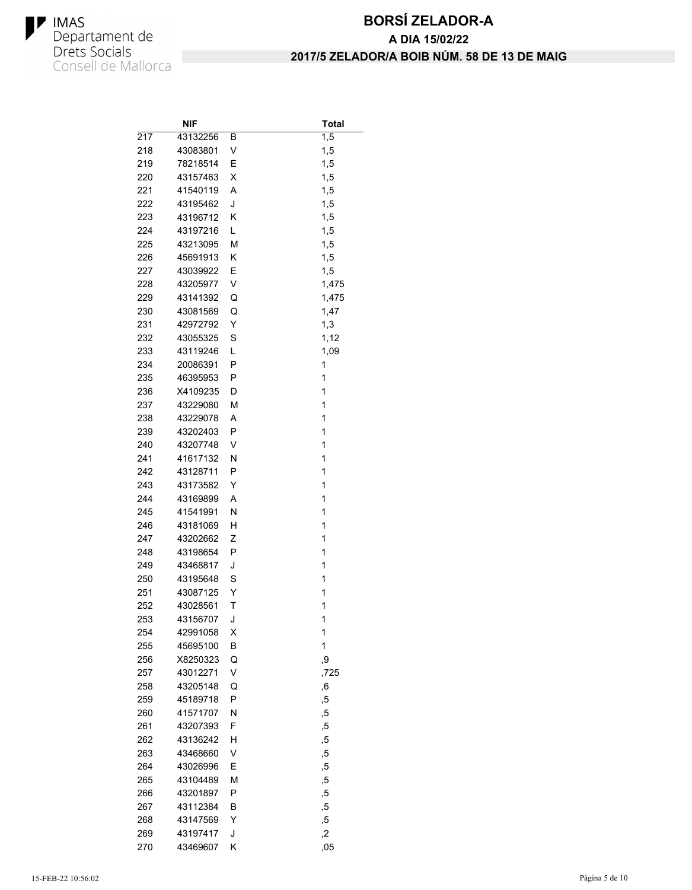# BORSÍ ZELADOR-A

## A DIA 15/02/22

## 2017/5 ZELADOR/A BOIB NÚM. 58 DE 13 DE MAIG

| | NIF | | Total |
|---|---|---|---|
| 217 | 43132256 | B | 1,5 |
| 218 | 43083801 | V | 1,5 |
| 219 | 78218514 | E | 1,5 |
| 220 | 43157463 | X | 1,5 |
| 221 | 41540119 | A | 1,5 |
| 222 | 43195462 | J | 1,5 |
| 223 | 43196712 | K | 1,5 |
| 224 | 43197216 | L | 1,5 |
| 225 | 43213095 | M | 1,5 |
| 226 | 45691913 | K | 1,5 |
| 227 | 43039922 | E | 1,5 |
| 228 | 43205977 | V | 1,475 |
| 229 | 43141392 | Q | 1,475 |
| 230 | 43081569 | Q | 1,47 |
| 231 | 42972792 | Y | 1,3 |
| 232 | 43055325 | S | 1,12 |
| 233 | 43119246 | L | 1,09 |
| 234 | 20086391 | P | 1 |
| 235 | 46395953 | P | 1 |
| 236 | X4109235 | D | 1 |
| 237 | 43229080 | M | 1 |
| 238 | 43229078 | A | 1 |
| 239 | 43202403 | P | 1 |
| 240 | 43207748 | V | 1 |
| 241 | 41617132 | N | 1 |
| 242 | 43128711 | P | 1 |
| 243 | 43173582 | Y | 1 |
| 244 | 43169899 | A | 1 |
| 245 | 41541991 | N | 1 |
| 246 | 43181069 | H | 1 |
| 247 | 43202662 | Z | 1 |
| 248 | 43198654 | P | 1 |
| 249 | 43468817 | J | 1 |
| 250 | 43195648 | S | 1 |
| 251 | 43087125 | Y | 1 |
| 252 | 43028561 | T | 1 |
| 253 | 43156707 | J | 1 |
| 254 | 42991058 | X | 1 |
| 255 | 45695100 | B | 1 |
| 256 | X8250323 | Q | ,9 |
| 257 | 43012271 | V | ,725 |
| 258 | 43205148 | Q | ,6 |
| 259 | 45189718 | P | ,5 |
| 260 | 41571707 | N | ,5 |
| 261 | 43207393 | F | ,5 |
| 262 | 43136242 | H | ,5 |
| 263 | 43468660 | V | ,5 |
| 264 | 43026996 | E | ,5 |
| 265 | 43104489 | M | ,5 |
| 266 | 43201897 | P | ,5 |
| 267 | 43112384 | B | ,5 |
| 268 | 43147569 | Y | ,5 |
| 269 | 43197417 | J | ,2 |
| 270 | 43469607 | K | ,05 |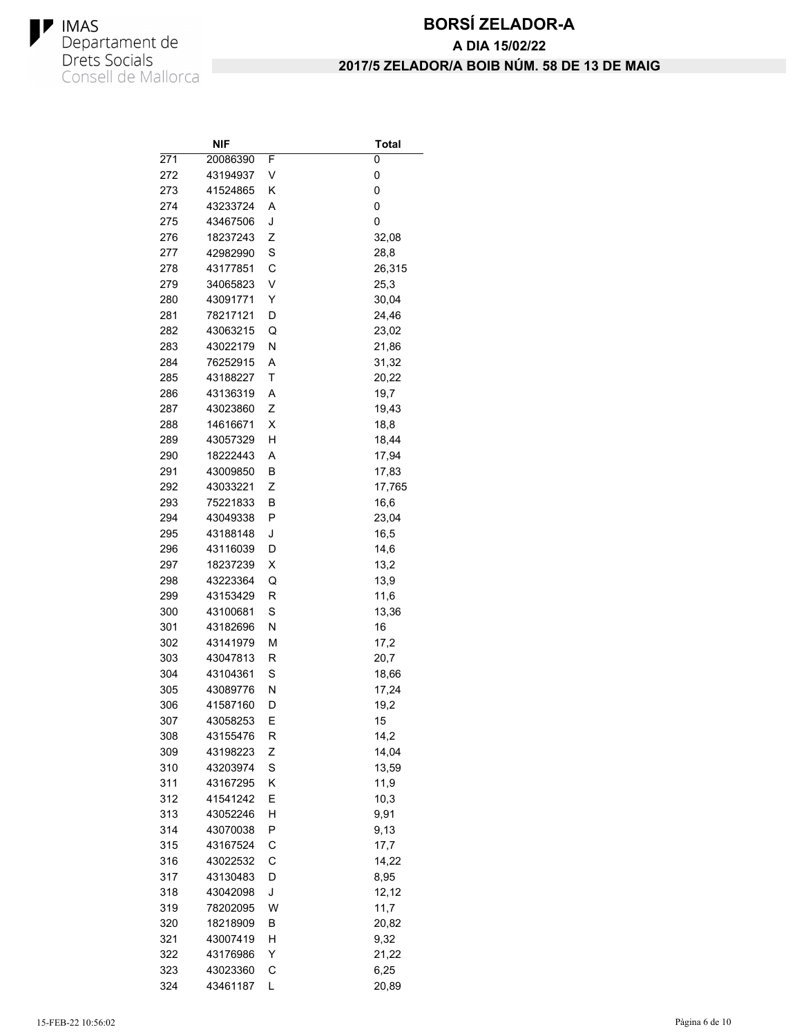# BORSÍ ZELADOR-A

## A DIA 15/02/22

## 2017/5 ZELADOR/A BOIB NÚM. 58 DE 13 DE MAIG

| | NIF | | Total |
|---|---|---|---|
| 271 | 20086390 | F | 0 |
| 272 | 43194937 | V | 0 |
| 273 | 41524865 | K | 0 |
| 274 | 43233724 | A | 0 |
| 275 | 43467506 | J | 0 |
| 276 | 18237243 | Z | 32,08 |
| 277 | 42982990 | S | 28,8 |
| 278 | 43177851 | C | 26,315 |
| 279 | 34065823 | V | 25,3 |
| 280 | 43091771 | Y | 30,04 |
| 281 | 78217121 | D | 24,46 |
| 282 | 43063215 | Q | 23,02 |
| 283 | 43022179 | N | 21,86 |
| 284 | 76252915 | A | 31,32 |
| 285 | 43188227 | T | 20,22 |
| 286 | 43136319 | A | 19,7 |
| 287 | 43023860 | Z | 19,43 |
| 288 | 14616671 | X | 18,8 |
| 289 | 43057329 | H | 18,44 |
| 290 | 18222443 | A | 17,94 |
| 291 | 43009850 | B | 17,83 |
| 292 | 43033221 | Z | 17,765 |
| 293 | 75221833 | B | 16,6 |
| 294 | 43049338 | P | 23,04 |
| 295 | 43188148 | J | 16,5 |
| 296 | 43116039 | D | 14,6 |
| 297 | 18237239 | X | 13,2 |
| 298 | 43223364 | Q | 13,9 |
| 299 | 43153429 | R | 11,6 |
| 300 | 43100681 | S | 13,36 |
| 301 | 43182696 | N | 16 |
| 302 | 43141979 | M | 17,2 |
| 303 | 43047813 | R | 20,7 |
| 304 | 43104361 | S | 18,66 |
| 305 | 43089776 | N | 17,24 |
| 306 | 41587160 | D | 19,2 |
| 307 | 43058253 | E | 15 |
| 308 | 43155476 | R | 14,2 |
| 309 | 43198223 | Z | 14,04 |
| 310 | 43203974 | S | 13,59 |
| 311 | 43167295 | K | 11,9 |
| 312 | 41541242 | E | 10,3 |
| 313 | 43052246 | H | 9,91 |
| 314 | 43070038 | P | 9,13 |
| 315 | 43167524 | C | 17,7 |
| 316 | 43022532 | C | 14,22 |
| 317 | 43130483 | D | 8,95 |
| 318 | 43042098 | J | 12,12 |
| 319 | 78202095 | W | 11,7 |
| 320 | 18218909 | B | 20,82 |
| 321 | 43007419 | H | 9,32 |
| 322 | 43176986 | Y | 21,22 |
| 323 | 43023360 | C | 6,25 |
| 324 | 43461187 | L | 20,89 |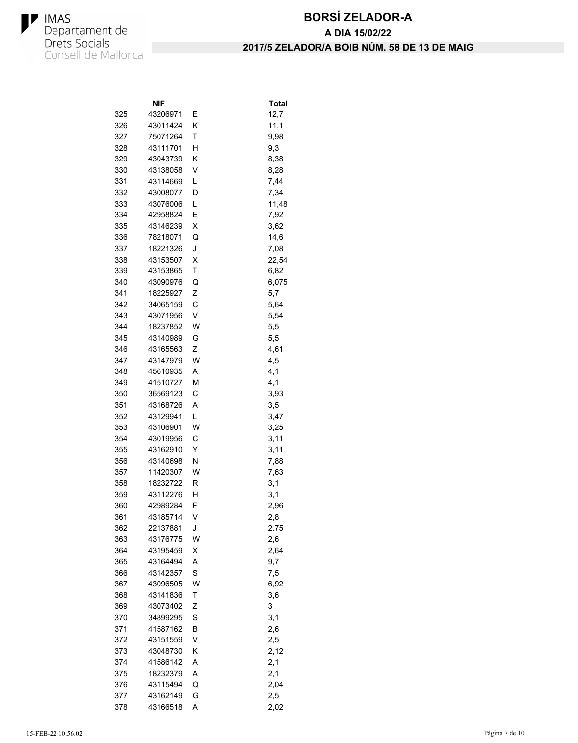IMAS
Departament de
Drets Socials
Consell de Mallorca

# BORSÍ ZELADOR-A

## A DIA 15/02/22

## 2017/5 ZELADOR/A BOIB NÚM. 58 DE 13 DE MAIG

| | NIF | | Total |
|---|---|---|---|
| 325 | 43206971 | E | 12,7 |
| 326 | 43011424 | K | 11,1 |
| 327 | 75071264 | T | 9,98 |
| 328 | 43111701 | H | 9,3 |
| 329 | 43043739 | K | 8,38 |
| 330 | 43138058 | V | 8,28 |
| 331 | 43114669 | L | 7,44 |
| 332 | 43008077 | D | 7,34 |
| 333 | 43076006 | L | 11,48 |
| 334 | 42958824 | E | 7,92 |
| 335 | 43146239 | X | 3,62 |
| 336 | 78218071 | Q | 14,6 |
| 337 | 18221326 | J | 7,08 |
| 338 | 43153507 | X | 22,54 |
| 339 | 43153865 | T | 6,82 |
| 340 | 43090976 | Q | 6,075 |
| 341 | 18225927 | Z | 5,7 |
| 342 | 34065159 | C | 5,64 |
| 343 | 43071956 | V | 5,54 |
| 344 | 18237852 | W | 5,5 |
| 345 | 43140989 | G | 5,5 |
| 346 | 43165563 | Z | 4,61 |
| 347 | 43147979 | W | 4,5 |
| 348 | 45610935 | A | 4,1 |
| 349 | 41510727 | M | 4,1 |
| 350 | 36569123 | C | 3,93 |
| 351 | 43168726 | A | 3,5 |
| 352 | 43129941 | L | 3,47 |
| 353 | 43106901 | W | 3,25 |
| 354 | 43019956 | C | 3,11 |
| 355 | 43162910 | Y | 3,11 |
| 356 | 43140698 | N | 7,88 |
| 357 | 11420307 | W | 7,63 |
| 358 | 18232722 | R | 3,1 |
| 359 | 43112276 | H | 3,1 |
| 360 | 42989284 | F | 2,96 |
| 361 | 43185714 | V | 2,8 |
| 362 | 22137881 | J | 2,75 |
| 363 | 43176775 | W | 2,6 |
| 364 | 43195459 | X | 2,64 |
| 365 | 43164494 | A | 9,7 |
| 366 | 43142357 | S | 7,5 |
| 367 | 43096505 | W | 6,92 |
| 368 | 43141836 | T | 3,6 |
| 369 | 43073402 | Z | 3 |
| 370 | 34899295 | S | 3,1 |
| 371 | 41587162 | B | 2,6 |
| 372 | 43151559 | V | 2,5 |
| 373 | 43048730 | K | 2,12 |
| 374 | 41586142 | A | 2,1 |
| 375 | 18232379 | A | 2,1 |
| 376 | 43115494 | Q | 2,04 |
| 377 | 43162149 | G | 2,5 |
| 378 | 43166518 | A | 2,02 |

15-FEB-22 10:56:02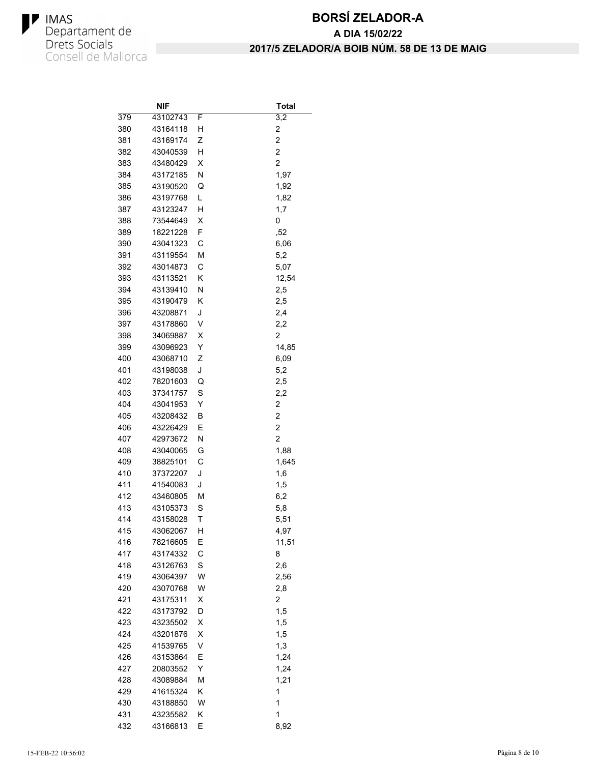# BORSÍ ZELADOR-A

## A DIA 15/02/22

## 2017/5 ZELADOR/A BOIB NÚM. 58 DE 13 DE MAIG

| | NIF | | Total |
|---|---|---|---|
| 379 | 43102743 | F | 3,2 |
| 380 | 43164118 | H | 2 |
| 381 | 43169174 | Z | 2 |
| 382 | 43040539 | H | 2 |
| 383 | 43480429 | X | 2 |
| 384 | 43172185 | N | 1,97 |
| 385 | 43190520 | Q | 1,92 |
| 386 | 43197768 | L | 1,82 |
| 387 | 43123247 | H | 1,7 |
| 388 | 73544649 | X | 0 |
| 389 | 18221228 | F | ,52 |
| 390 | 43041323 | C | 6,06 |
| 391 | 43119554 | M | 5,2 |
| 392 | 43014873 | C | 5,07 |
| 393 | 43113521 | K | 12,54 |
| 394 | 43139410 | N | 2,5 |
| 395 | 43190479 | K | 2,5 |
| 396 | 43208871 | J | 2,4 |
| 397 | 43178860 | V | 2,2 |
| 398 | 34069887 | X | 2 |
| 399 | 43096923 | Y | 14,85 |
| 400 | 43068710 | Z | 6,09 |
| 401 | 43198038 | J | 5,2 |
| 402 | 78201603 | Q | 2,5 |
| 403 | 37341757 | S | 2,2 |
| 404 | 43041953 | Y | 2 |
| 405 | 43208432 | B | 2 |
| 406 | 43226429 | E | 2 |
| 407 | 42973672 | N | 2 |
| 408 | 43040065 | G | 1,88 |
| 409 | 38825101 | C | 1,645 |
| 410 | 37372207 | J | 1,6 |
| 411 | 41540083 | J | 1,5 |
| 412 | 43460805 | M | 6,2 |
| 413 | 43105373 | S | 5,8 |
| 414 | 43158028 | T | 5,51 |
| 415 | 43062067 | H | 4,97 |
| 416 | 78216605 | E | 11,51 |
| 417 | 43174332 | C | 8 |
| 418 | 43126763 | S | 2,6 |
| 419 | 43064397 | W | 2,56 |
| 420 | 43070768 | W | 2,8 |
| 421 | 43175311 | X | 2 |
| 422 | 43173792 | D | 1,5 |
| 423 | 43235502 | X | 1,5 |
| 424 | 43201876 | X | 1,5 |
| 425 | 41539765 | V | 1,3 |
| 426 | 43153864 | E | 1,24 |
| 427 | 20803552 | Y | 1,24 |
| 428 | 43089884 | M | 1,21 |
| 429 | 41615324 | K | 1 |
| 430 | 43188850 | W | 1 |
| 431 | 43235582 | K | 1 |
| 432 | 43166813 | E | 8,92 |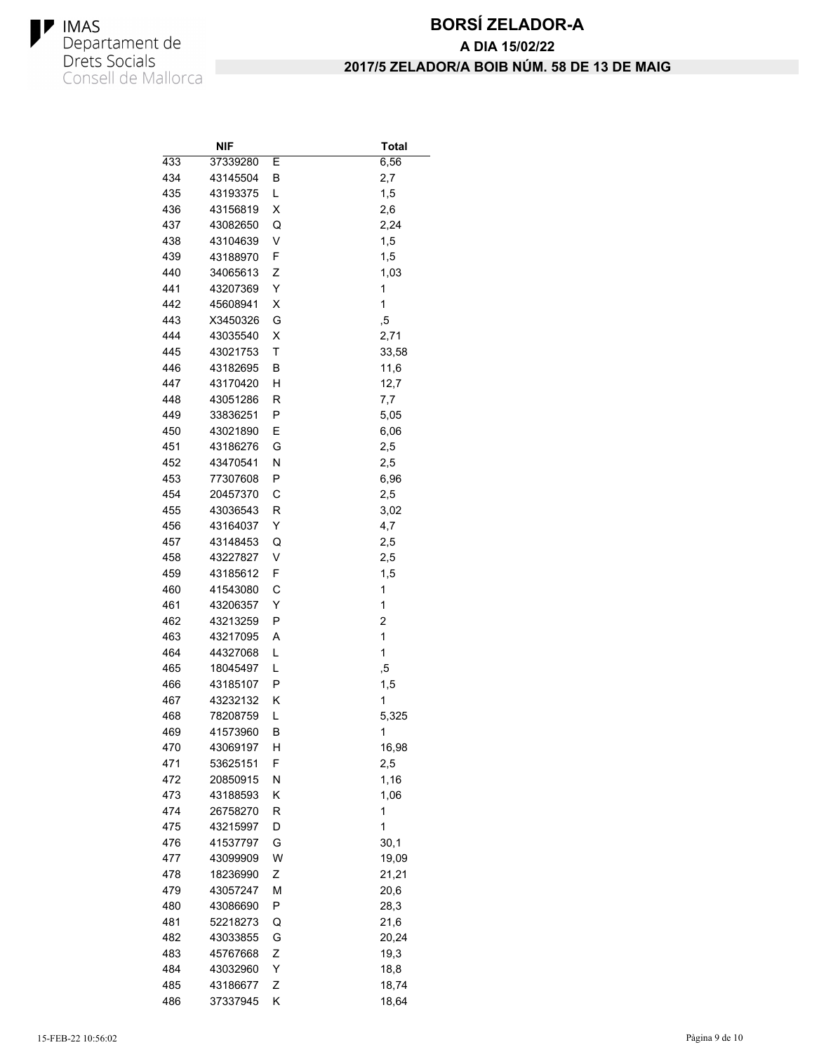IMAS
Departament de Drets Socials
Consell de Mallorca

# BORSÍ ZELADOR-A

## A DIA 15/02/22

## 2017/5 ZELADOR/A BOIB NÚM. 58 DE 13 DE MAIG

| | NIF | | Total |
|---|---|---|---|
| 433 | 37339280 | E | 6,56 |
| 434 | 43145504 | B | 2,7 |
| 435 | 43193375 | L | 1,5 |
| 436 | 43156819 | X | 2,6 |
| 437 | 43082650 | Q | 2,24 |
| 438 | 43104639 | V | 1,5 |
| 439 | 43188970 | F | 1,5 |
| 440 | 34065613 | Z | 1,03 |
| 441 | 43207369 | Y | 1 |
| 442 | 45608941 | X | 1 |
| 443 | X3450326 | G | ,5 |
| 444 | 43035540 | X | 2,71 |
| 445 | 43021753 | T | 33,58 |
| 446 | 43182695 | B | 11,6 |
| 447 | 43170420 | H | 12,7 |
| 448 | 43051286 | R | 7,7 |
| 449 | 33836251 | P | 5,05 |
| 450 | 43021890 | E | 6,06 |
| 451 | 43186276 | G | 2,5 |
| 452 | 43470541 | N | 2,5 |
| 453 | 77307608 | P | 6,96 |
| 454 | 20457370 | C | 2,5 |
| 455 | 43036543 | R | 3,02 |
| 456 | 43164037 | Y | 4,7 |
| 457 | 43148453 | Q | 2,5 |
| 458 | 43227827 | V | 2,5 |
| 459 | 43185612 | F | 1,5 |
| 460 | 41543080 | C | 1 |
| 461 | 43206357 | Y | 1 |
| 462 | 43213259 | P | 2 |
| 463 | 43217095 | A | 1 |
| 464 | 44327068 | L | 1 |
| 465 | 18045497 | L | ,5 |
| 466 | 43185107 | P | 1,5 |
| 467 | 43232132 | K | 1 |
| 468 | 78208759 | L | 5,325 |
| 469 | 41573960 | B | 1 |
| 470 | 43069197 | H | 16,98 |
| 471 | 53625151 | F | 2,5 |
| 472 | 20850915 | N | 1,16 |
| 473 | 43188593 | K | 1,06 |
| 474 | 26758270 | R | 1 |
| 475 | 43215997 | D | 1 |
| 476 | 41537797 | G | 30,1 |
| 477 | 43099909 | W | 19,09 |
| 478 | 18236990 | Z | 21,21 |
| 479 | 43057247 | M | 20,6 |
| 480 | 43086690 | P | 28,3 |
| 481 | 52218273 | Q | 21,6 |
| 482 | 43033855 | G | 20,24 |
| 483 | 45767668 | Z | 19,3 |
| 484 | 43032960 | Y | 18,8 |
| 485 | 43186677 | Z | 18,74 |
| 486 | 37337945 | K | 18,64 |

15-FEB-22 10:56:02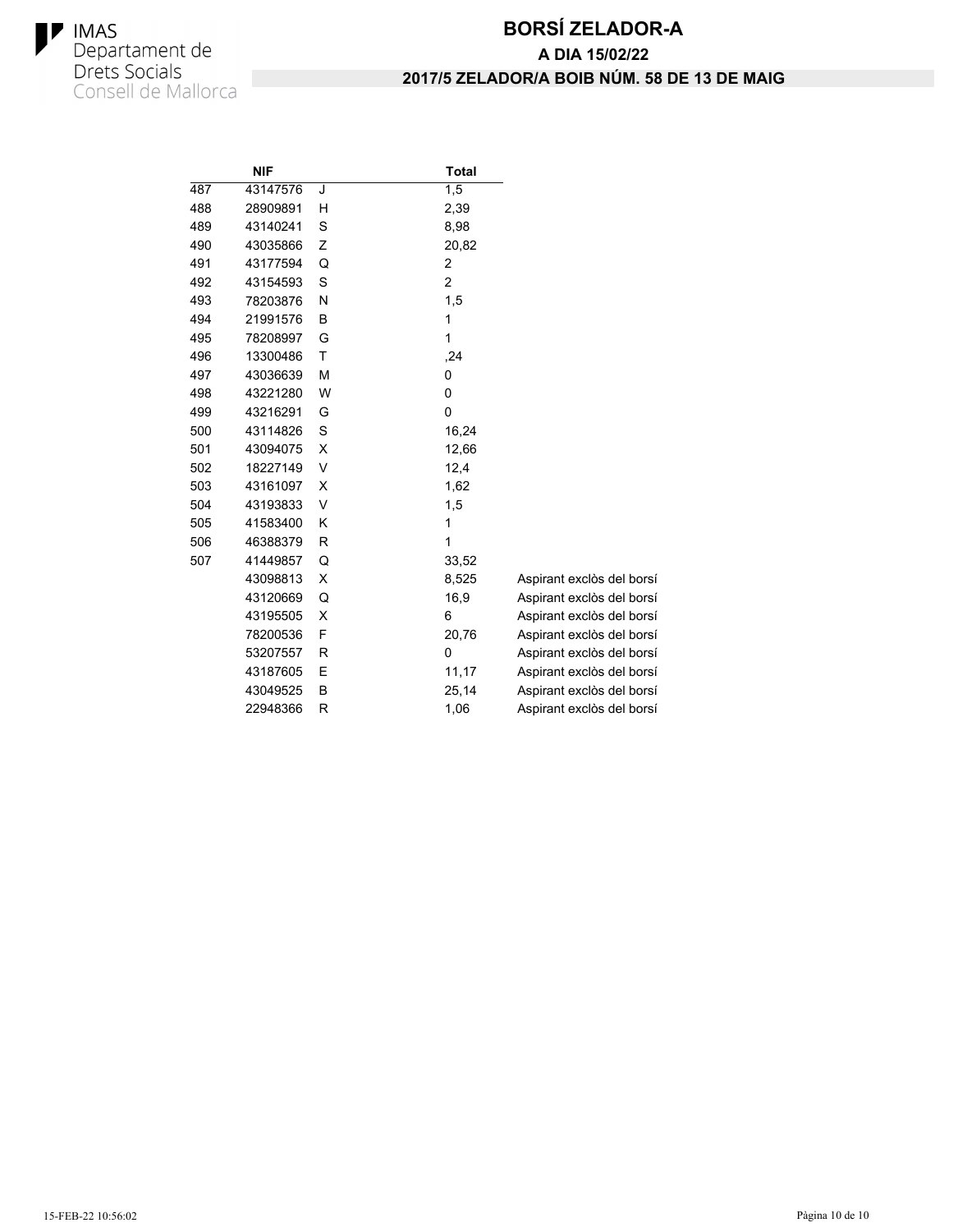IMAS
Departament de
Drets Socials
Consell de Mallorca

# BORSÍ ZELADOR-A

## A DIA 15/02/22

## 2017/5 ZELADOR/A BOIB NÚM. 58 DE 13 DE MAIG

| | NIF | | Total | |
|---|---|---|---|---|
| 487 | 43147576 | J | 1,5 | |
| 488 | 28909891 | H | 2,39 | |
| 489 | 43140241 | S | 8,98 | |
| 490 | 43035866 | Z | 20,82 | |
| 491 | 43177594 | Q | 2 | |
| 492 | 43154593 | S | 2 | |
| 493 | 78203876 | N | 1,5 | |
| 494 | 21991576 | B | 1 | |
| 495 | 78208997 | G | 1 | |
| 496 | 13300486 | T | ,24 | |
| 497 | 43036639 | M | 0 | |
| 498 | 43221280 | W | 0 | |
| 499 | 43216291 | G | 0 | |
| 500 | 43114826 | S | 16,24 | |
| 501 | 43094075 | X | 12,66 | |
| 502 | 18227149 | V | 12,4 | |
| 503 | 43161097 | X | 1,62 | |
| 504 | 43193833 | V | 1,5 | |
| 505 | 41583400 | K | 1 | |
| 506 | 46388379 | R | 1 | |
| 507 | 41449857 | Q | 33,52 | |
| | 43098813 | X | 8,525 | Aspirant exclòs del borsí |
| | 43120669 | Q | 16,9 | Aspirant exclòs del borsí |
| | 43195505 | X | 6 | Aspirant exclòs del borsí |
| | 78200536 | F | 20,76 | Aspirant exclòs del borsí |
| | 53207557 | R | 0 | Aspirant exclòs del borsí |
| | 43187605 | E | 11,17 | Aspirant exclòs del borsí |
| | 43049525 | B | 25,14 | Aspirant exclòs del borsí |
| | 22948366 | R | 1,06 | Aspirant exclòs del borsí |

15-FEB-22 10:56:02